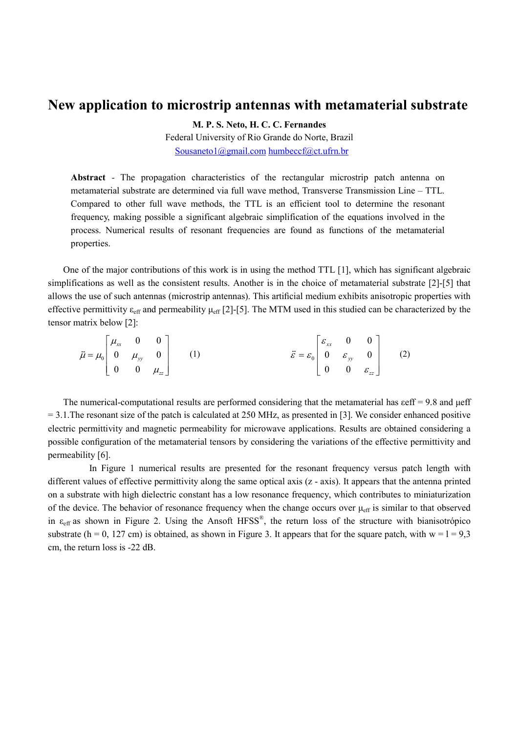# New application to microstrip antennas with metamaterial substrate

**M. P. S. Neto, H. C. C. Fernandes**

Federal University of Rio Grande do Norte, Brazil

Sousaneto1@gmail.com humbeccf@ct.ufrn.br

**Abstract** - The propagation characteristics of the rectangular microstrip patch antenna on metamaterial substrate are determined via full wave method, Transverse Transmission Line – TTL. Compared to other full wave methods, the TTL is an efficient tool to determine the resonant frequency, making possible a significant algebraic simplification of the equations involved in the process. Numerical results of resonant frequencies are found as functions of the metamaterial properties.

One of the major contributions of this work is in using the method TTL [1], which has significant algebraic simplifications as well as the consistent results. Another is in the choice of metamaterial substrate [2]-[5] that allows the use of such antennas (microstrip antennas). This artificial medium exhibits anisotropic properties with effective permittivity $\varepsilon_{eff}$ and permeability $\mu_{eff}$ [2]-[5]. The MTM used in this studied can be characterized by the tensor matrix below [2]:

$$\ddot{\mu} = \mu_0 \begin{bmatrix} \mu_{xx} & 0 & 0 \\ 0 & \mu_{yy} & 0 \\ 0 & 0 & \mu_{zz} \end{bmatrix} \quad (1)$$

$$\ddot{\varepsilon} = \varepsilon_0 \begin{bmatrix} \varepsilon_{xx} & 0 & 0 \\ 0 & \varepsilon_{yy} & 0 \\ 0 & 0 & \varepsilon_{zz} \end{bmatrix} \quad (2)$$

The numerical-computational results are performed considering that the metamaterial has $\varepsilon eff = 9.8$ and $\mu eff = 3.1$.The resonant size of the patch is calculated at 250 MHz, as presented in [3]. We consider enhanced positive electric permittivity and magnetic permeability for microwave applications. Results are obtained considering a possible configuration of the metamaterial tensors by considering the variations of the effective permittivity and permeability [6].

In Figure 1 numerical results are presented for the resonant frequency versus patch length with different values of effective permittivity along the same optical axis (z - axis). It appears that the antenna printed on a substrate with high dielectric constant has a low resonance frequency, which contributes to miniaturization of the device. The behavior of resonance frequency when the change occurs over $\mu_{eff}$ is similar to that observed in $\varepsilon_{eff}$ as shown in Figure 2. Using the Ansoft HFSS®, the return loss of the structure with bianisotrópico substrate (h = 0, 127 cm) is obtained, as shown in Figure 3. It appears that for the square patch, with w = l = 9,3 cm, the return loss is -22 dB.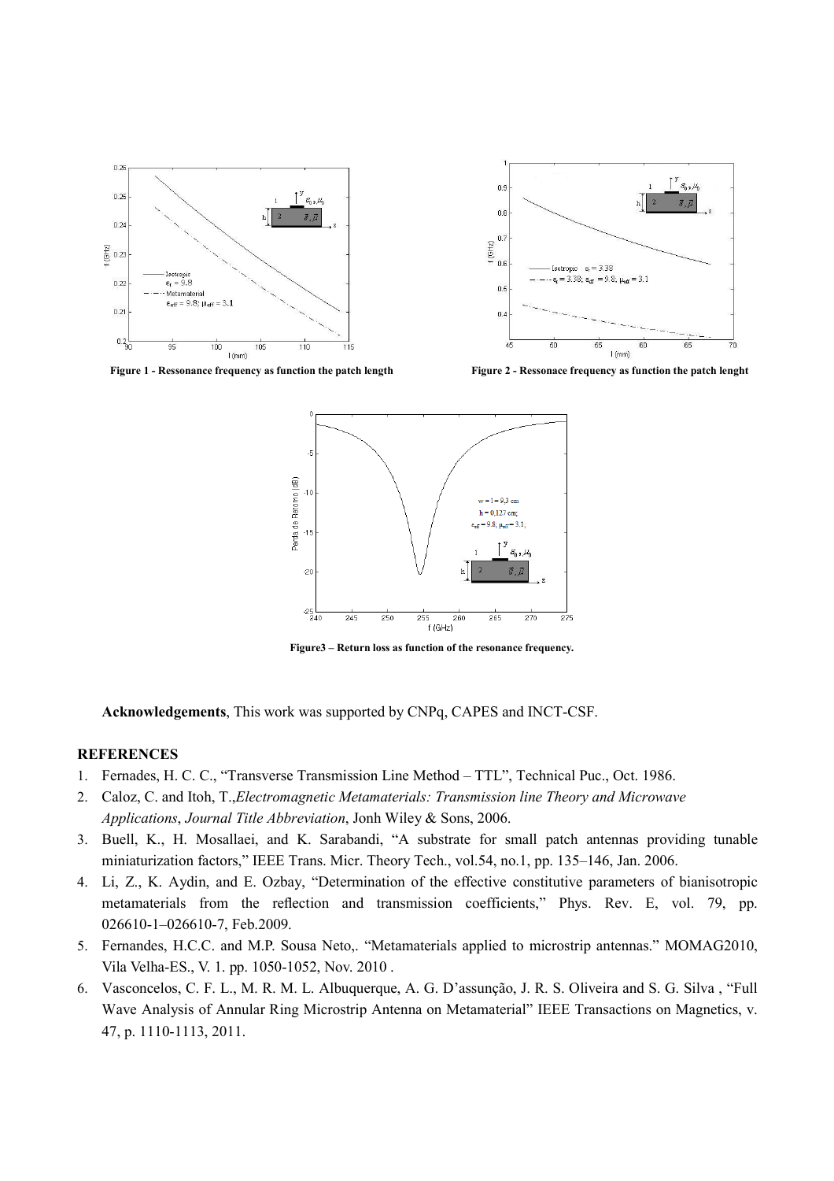0.26
0.25
0.24
0.23
0.22
0.21
0.2
90 95 100 105 110 115

f (GHz)

l (mm)

Isotropic
$\varepsilon_r = 9.8$
Metamaterial
$\varepsilon_{eff} = 9.8$; $\mu_{eff} = 3.1$

**Figure 1 - Ressonance frequency as function the patch length**

1
0.9
0.8
0.7
0.6
0.5
0.4
45 50 55 60 65 70

f (GHz)

l (mm)

Isotropic $\varepsilon_r = 3.38$
$\varepsilon_r = 3.38$; $\varepsilon_{eff} = 9.8$; $\mu_{eff} = 3.1$

**Figure 2 - Ressonace frequency as function the patch lenght**

0
-5
-10
-15
-20
-25
240 245 250 255 260 265 270 275

Perda de Retorno (dB)

f (GHz)

w = l = 9,3 cm
h = 0,127 cm;
$\varepsilon_{eff} = 9.8$, $\mu_{eff} = 3.1$;

**Figure3 – Return loss as function of the resonance frequency.**

**Acknowledgements**, This work was supported by CNPq, CAPES and INCT-CSF.

## REFERENCES

1. Fernades, H. C. C., "Transverse Transmission Line Method – TTL", Technical Puc., Oct. 1986.
2. Caloz, C. and Itoh, T.,*Electromagnetic Metamaterials: Transmission line Theory and Microwave Applications*, *Journal Title Abbreviation*, Jonh Wiley & Sons, 2006.
3. Buell, K., H. Mosallaei, and K. Sarabandi, "A substrate for small patch antennas providing tunable miniaturization factors," IEEE Trans. Micr. Theory Tech., vol.54, no.1, pp. 135–146, Jan. 2006.
4. Li, Z., K. Aydin, and E. Ozbay, "Determination of the effective constitutive parameters of bianisotropic metamaterials from the reflection and transmission coefficients," Phys. Rev. E, vol. 79, pp. 026610-1–026610-7, Feb.2009.
5. Fernandes, H.C.C. and M.P. Sousa Neto,. "Metamaterials applied to microstrip antennas." MOMAG2010, Vila Velha-ES., V. 1. pp. 1050-1052, Nov. 2010 .
6. Vasconcelos, C. F. L., M. R. M. L. Albuquerque, A. G. D'assunção, J. R. S. Oliveira and S. G. Silva , "Full Wave Analysis of Annular Ring Microstrip Antenna on Metamaterial" IEEE Transactions on Magnetics, v. 47, p. 1110-1113, 2011.